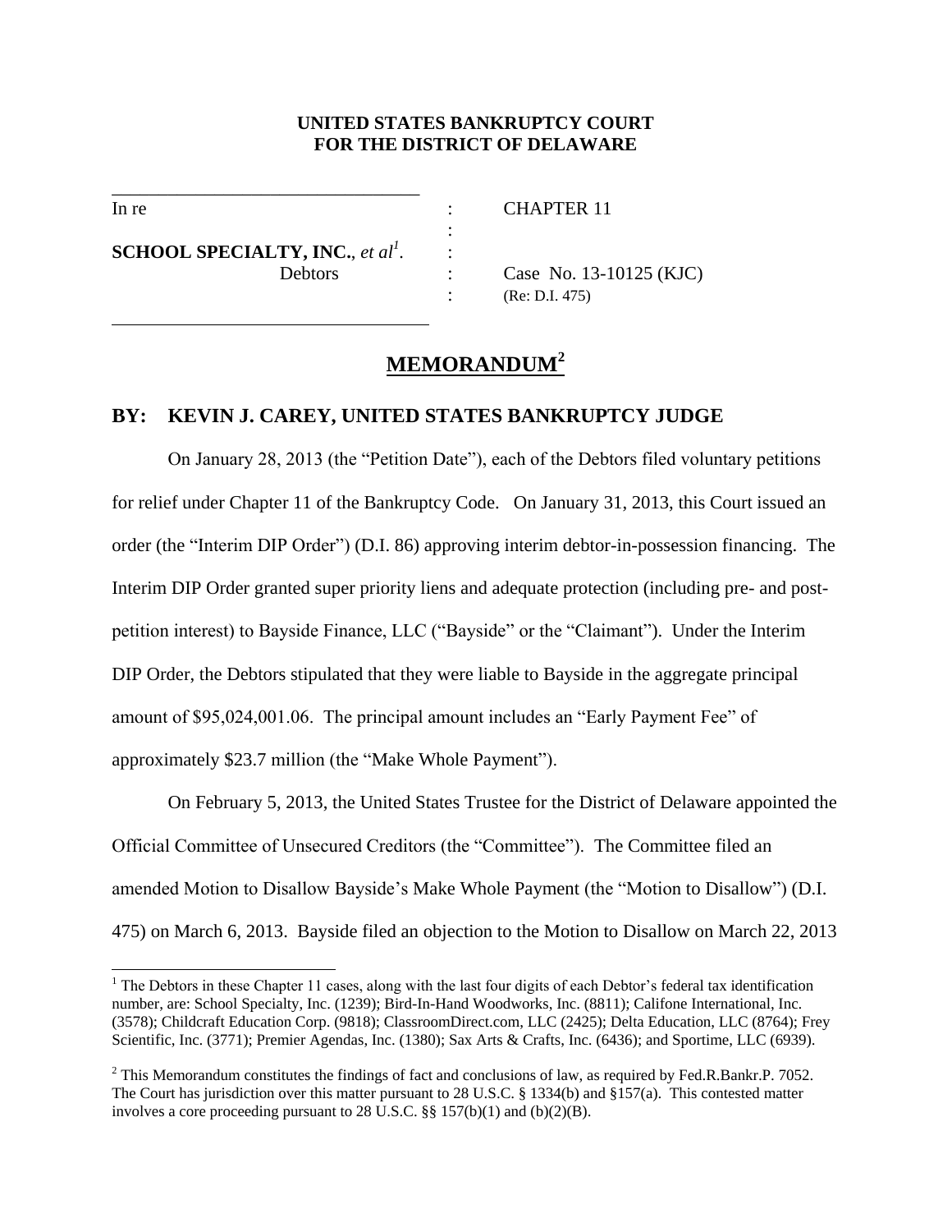**UNITED STATES BANKRUPTCY COURT**
**FOR THE DISTRICT OF DELAWARE**

| | | |
|---|---|---|
| In re | : | CHAPTER 11 |
| | : | |
| **SCHOOL SPECIALTY, INC.**, *et al*[1]. | : | |
| Debtors | : | Case No. 13-10125 (KJC) |
| | : | (Re: D.I. 475) |

# MEMORANDUM[2]

**BY: KEVIN J. CAREY, UNITED STATES BANKRUPTCY JUDGE**

On January 28, 2013 (the "Petition Date"), each of the Debtors filed voluntary petitions for relief under Chapter 11 of the Bankruptcy Code. On January 31, 2013, this Court issued an order (the "Interim DIP Order") (D.I. 86) approving interim debtor-in-possession financing. The Interim DIP Order granted super priority liens and adequate protection (including pre- and post-petition interest) to Bayside Finance, LLC ("Bayside" or the "Claimant"). Under the Interim DIP Order, the Debtors stipulated that they were liable to Bayside in the aggregate principal amount of $95,024,001.06. The principal amount includes an "Early Payment Fee" of approximately $23.7 million (the "Make Whole Payment").

On February 5, 2013, the United States Trustee for the District of Delaware appointed the Official Committee of Unsecured Creditors (the "Committee"). The Committee filed an amended Motion to Disallow Bayside's Make Whole Payment (the "Motion to Disallow") (D.I. 475) on March 6, 2013. Bayside filed an objection to the Motion to Disallow on March 22, 2013

[1] The Debtors in these Chapter 11 cases, along with the last four digits of each Debtor's federal tax identification number, are: School Specialty, Inc. (1239); Bird-In-Hand Woodworks, Inc. (8811); Califone International, Inc. (3578); Childcraft Education Corp. (9818); ClassroomDirect.com, LLC (2425); Delta Education, LLC (8764); Frey Scientific, Inc. (3771); Premier Agendas, Inc. (1380); Sax Arts & Crafts, Inc. (6436); and Sportime, LLC (6939).

[2] This Memorandum constitutes the findings of fact and conclusions of law, as required by Fed.R.Bankr.P. 7052. The Court has jurisdiction over this matter pursuant to 28 U.S.C. § 1334(b) and §157(a). This contested matter involves a core proceeding pursuant to 28 U.S.C. §§ 157(b)(1) and (b)(2)(B).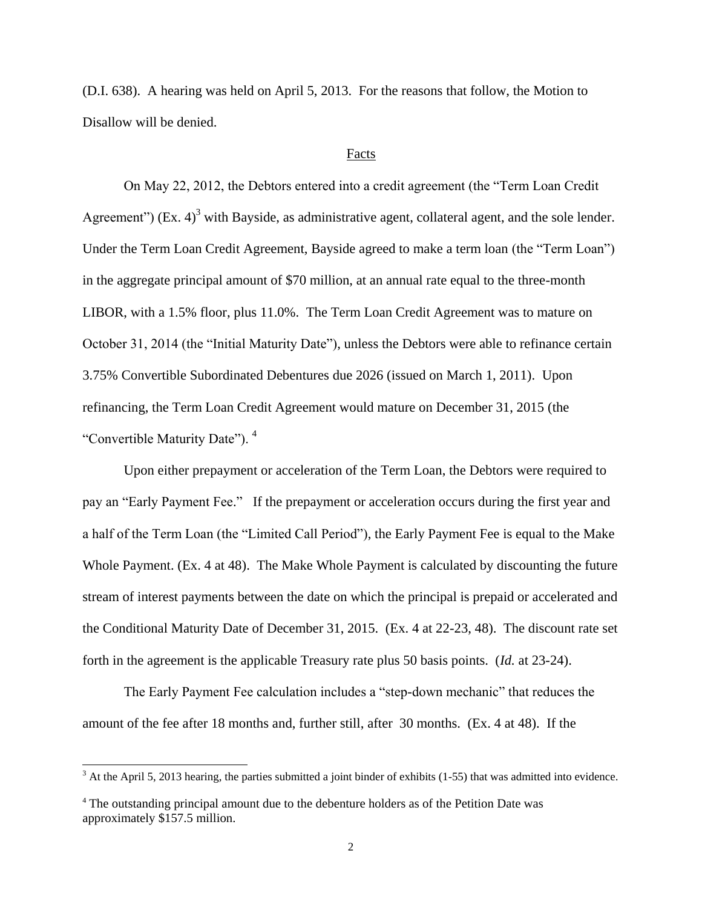(D.I. 638). A hearing was held on April 5, 2013. For the reasons that follow, the Motion to Disallow will be denied.

## Facts

On May 22, 2012, the Debtors entered into a credit agreement (the "Term Loan Credit Agreement") (Ex. 4)[3] with Bayside, as administrative agent, collateral agent, and the sole lender. Under the Term Loan Credit Agreement, Bayside agreed to make a term loan (the "Term Loan") in the aggregate principal amount of $70 million, at an annual rate equal to the three-month LIBOR, with a 1.5% floor, plus 11.0%. The Term Loan Credit Agreement was to mature on October 31, 2014 (the "Initial Maturity Date"), unless the Debtors were able to refinance certain 3.75% Convertible Subordinated Debentures due 2026 (issued on March 1, 2011). Upon refinancing, the Term Loan Credit Agreement would mature on December 31, 2015 (the "Convertible Maturity Date"). [4]

Upon either prepayment or acceleration of the Term Loan, the Debtors were required to pay an "Early Payment Fee." If the prepayment or acceleration occurs during the first year and a half of the Term Loan (the "Limited Call Period"), the Early Payment Fee is equal to the Make Whole Payment. (Ex. 4 at 48). The Make Whole Payment is calculated by discounting the future stream of interest payments between the date on which the principal is prepaid or accelerated and the Conditional Maturity Date of December 31, 2015. (Ex. 4 at 22-23, 48). The discount rate set forth in the agreement is the applicable Treasury rate plus 50 basis points. (*Id.* at 23-24).

The Early Payment Fee calculation includes a "step-down mechanic" that reduces the amount of the fee after 18 months and, further still, after 30 months. (Ex. 4 at 48). If the

---

[3] At the April 5, 2013 hearing, the parties submitted a joint binder of exhibits (1-55) that was admitted into evidence.

[4] The outstanding principal amount due to the debenture holders as of the Petition Date was approximately $157.5 million.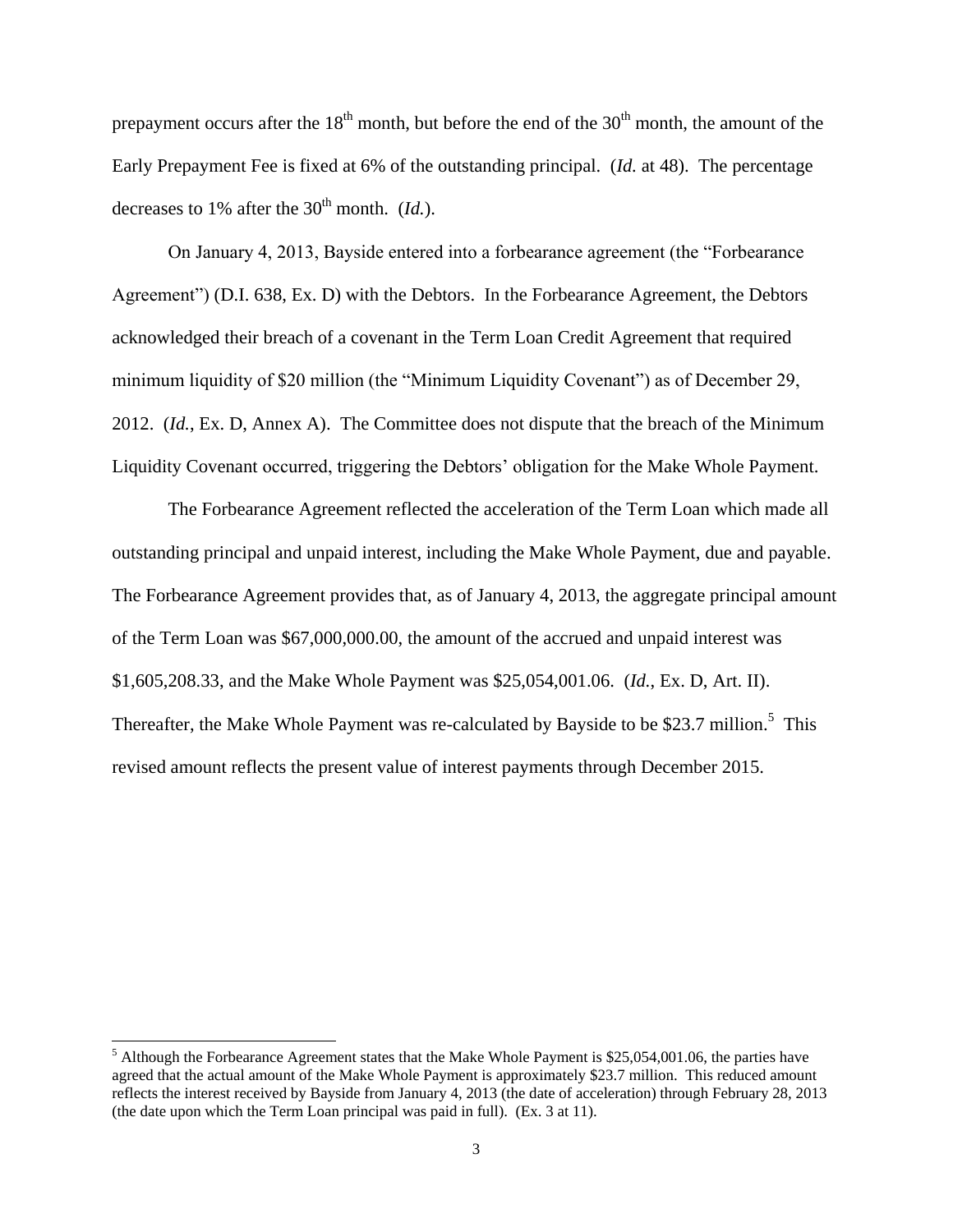prepayment occurs after the 18th month, but before the end of the 30th month, the amount of the Early Prepayment Fee is fixed at 6% of the outstanding principal. (*Id.* at 48). The percentage decreases to 1% after the 30th month. (*Id.*).

On January 4, 2013, Bayside entered into a forbearance agreement (the "Forbearance Agreement") (D.I. 638, Ex. D) with the Debtors. In the Forbearance Agreement, the Debtors acknowledged their breach of a covenant in the Term Loan Credit Agreement that required minimum liquidity of $20 million (the "Minimum Liquidity Covenant") as of December 29, 2012. (*Id.*, Ex. D, Annex A). The Committee does not dispute that the breach of the Minimum Liquidity Covenant occurred, triggering the Debtors' obligation for the Make Whole Payment.

The Forbearance Agreement reflected the acceleration of the Term Loan which made all outstanding principal and unpaid interest, including the Make Whole Payment, due and payable. The Forbearance Agreement provides that, as of January 4, 2013, the aggregate principal amount of the Term Loan was $67,000,000.00, the amount of the accrued and unpaid interest was $1,605,208.33, and the Make Whole Payment was $25,054,001.06. (*Id.*, Ex. D, Art. II). Thereafter, the Make Whole Payment was re-calculated by Bayside to be $23.7 million.[5] This revised amount reflects the present value of interest payments through December 2015.

---

[5] Although the Forbearance Agreement states that the Make Whole Payment is $25,054,001.06, the parties have agreed that the actual amount of the Make Whole Payment is approximately $23.7 million. This reduced amount reflects the interest received by Bayside from January 4, 2013 (the date of acceleration) through February 28, 2013 (the date upon which the Term Loan principal was paid in full). (Ex. 3 at 11).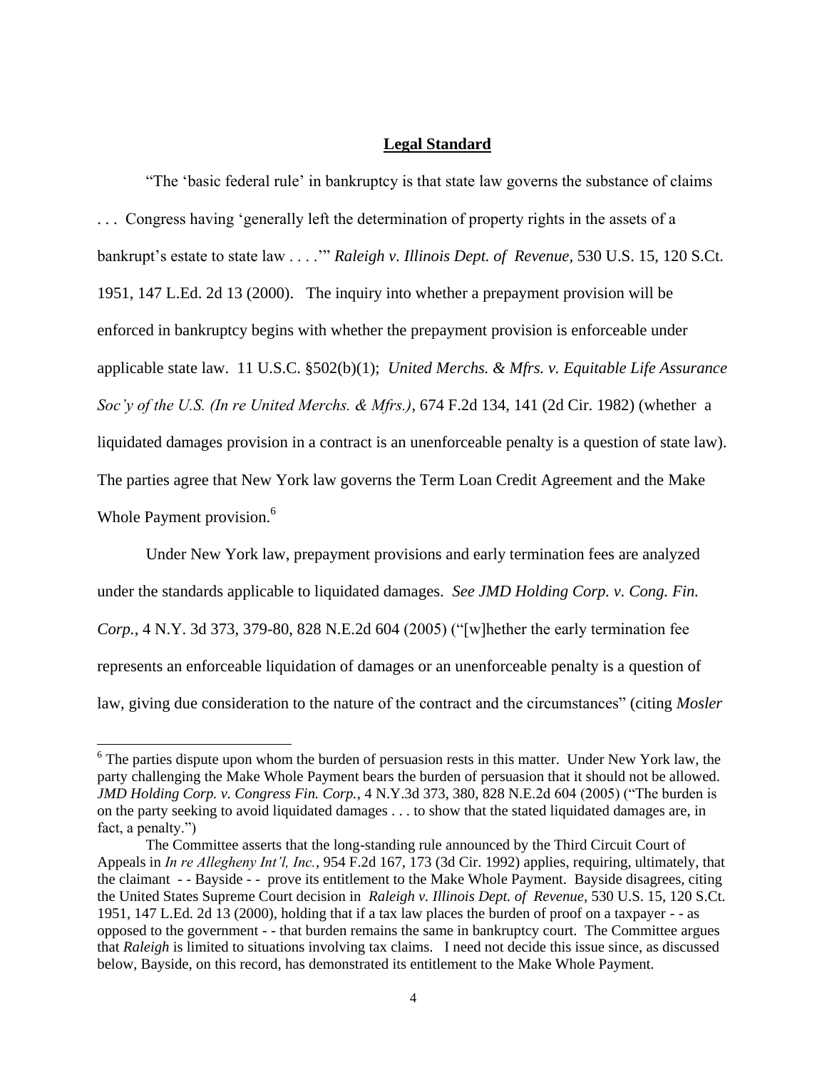## **Legal Standard**

"The 'basic federal rule' in bankruptcy is that state law governs the substance of claims . . . Congress having 'generally left the determination of property rights in the assets of a bankrupt's estate to state law . . . .'" *Raleigh v. Illinois Dept. of Revenue,* 530 U.S. 15, 120 S.Ct. 1951, 147 L.Ed. 2d 13 (2000). The inquiry into whether a prepayment provision will be enforced in bankruptcy begins with whether the prepayment provision is enforceable under applicable state law. 11 U.S.C. §502(b)(1); *United Merchs. & Mfrs. v. Equitable Life Assurance Soc'y of the U.S. (In re United Merchs. & Mfrs.)*, 674 F.2d 134, 141 (2d Cir. 1982) (whether a liquidated damages provision in a contract is an unenforceable penalty is a question of state law). The parties agree that New York law governs the Term Loan Credit Agreement and the Make Whole Payment provision.[6]

Under New York law, prepayment provisions and early termination fees are analyzed under the standards applicable to liquidated damages. *See JMD Holding Corp. v. Cong. Fin. Corp.*, 4 N.Y. 3d 373, 379-80, 828 N.E.2d 604 (2005) ("[w]hether the early termination fee represents an enforceable liquidation of damages or an unenforceable penalty is a question of law, giving due consideration to the nature of the contract and the circumstances" (citing *Mosler*

---

[6] The parties dispute upon whom the burden of persuasion rests in this matter. Under New York law, the party challenging the Make Whole Payment bears the burden of persuasion that it should not be allowed. *JMD Holding Corp. v. Congress Fin. Corp.*, 4 N.Y.3d 373, 380, 828 N.E.2d 604 (2005) ("The burden is on the party seeking to avoid liquidated damages . . . to show that the stated liquidated damages are, in fact, a penalty.")

The Committee asserts that the long-standing rule announced by the Third Circuit Court of Appeals in *In re Allegheny Int'l, Inc.*, 954 F.2d 167, 173 (3d Cir. 1992) applies, requiring, ultimately, that the claimant - - Bayside - - prove its entitlement to the Make Whole Payment. Bayside disagrees, citing the United States Supreme Court decision in *Raleigh v. Illinois Dept. of Revenue*, 530 U.S. 15, 120 S.Ct. 1951, 147 L.Ed. 2d 13 (2000), holding that if a tax law places the burden of proof on a taxpayer - - as opposed to the government - - that burden remains the same in bankruptcy court. The Committee argues that *Raleigh* is limited to situations involving tax claims. I need not decide this issue since, as discussed below, Bayside, on this record, has demonstrated its entitlement to the Make Whole Payment.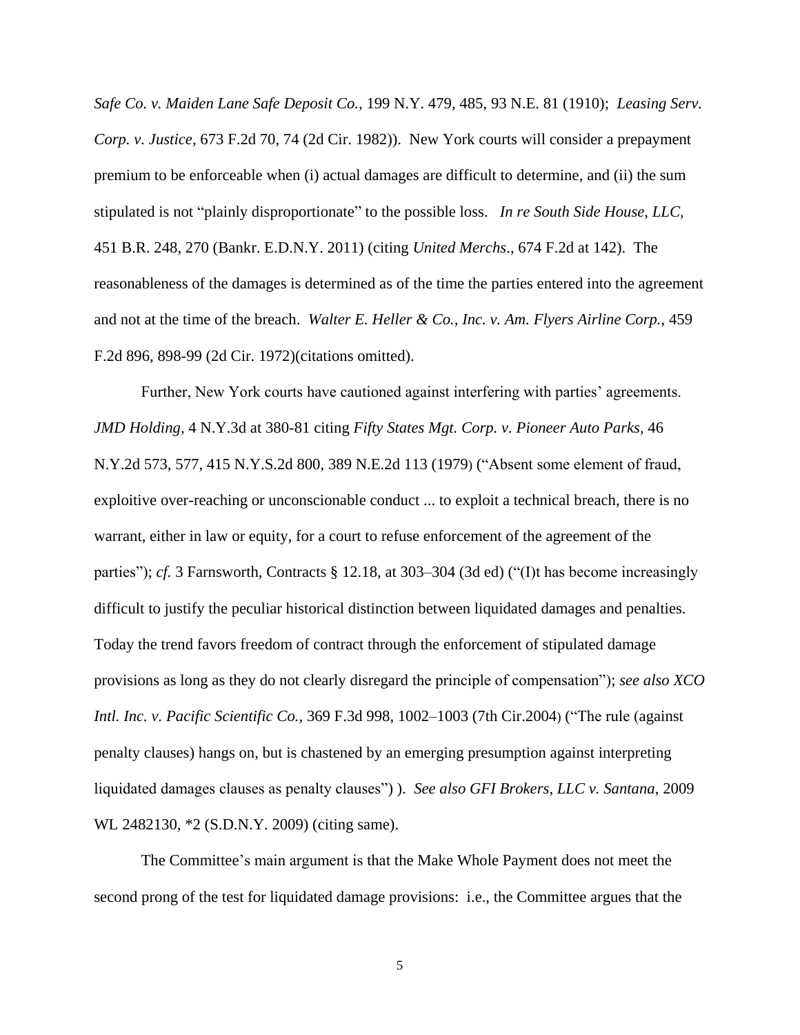*Safe Co. v. Maiden Lane Safe Deposit Co.*, 199 N.Y. 479, 485, 93 N.E. 81 (1910); *Leasing Serv. Corp. v. Justice*, 673 F.2d 70, 74 (2d Cir. 1982)). New York courts will consider a prepayment premium to be enforceable when (i) actual damages are difficult to determine, and (ii) the sum stipulated is not "plainly disproportionate" to the possible loss. *In re South Side House, LLC,* 451 B.R. 248, 270 (Bankr. E.D.N.Y. 2011) (citing *United Merchs*., 674 F.2d at 142). The reasonableness of the damages is determined as of the time the parties entered into the agreement and not at the time of the breach. *Walter E. Heller & Co., Inc. v. Am. Flyers Airline Corp.*, 459 F.2d 896, 898-99 (2d Cir. 1972)(citations omitted).

Further, New York courts have cautioned against interfering with parties' agreements. *JMD Holding,* 4 N.Y.3d at 380-81 citing *Fifty States Mgt. Corp. v. Pioneer Auto Parks,* 46 N.Y.2d 573, 577, 415 N.Y.S.2d 800, 389 N.E.2d 113 (1979) ("Absent some element of fraud, exploitive over-reaching or unconscionable conduct ... to exploit a technical breach, there is no warrant, either in law or equity, for a court to refuse enforcement of the agreement of the parties"); *cf.* 3 Farnsworth, Contracts § 12.18, at 303–304 (3d ed) ("(I)t has become increasingly difficult to justify the peculiar historical distinction between liquidated damages and penalties. Today the trend favors freedom of contract through the enforcement of stipulated damage provisions as long as they do not clearly disregard the principle of compensation"); *see also XCO Intl. Inc. v. Pacific Scientific Co.,* 369 F.3d 998, 1002–1003 (7th Cir.2004) ("The rule (against penalty clauses) hangs on, but is chastened by an emerging presumption against interpreting liquidated damages clauses as penalty clauses") ). *See also GFI Brokers, LLC v. Santana*, 2009 WL 2482130, *2 (S.D.N.Y. 2009) (citing same).

The Committee's main argument is that the Make Whole Payment does not meet the second prong of the test for liquidated damage provisions: i.e., the Committee argues that the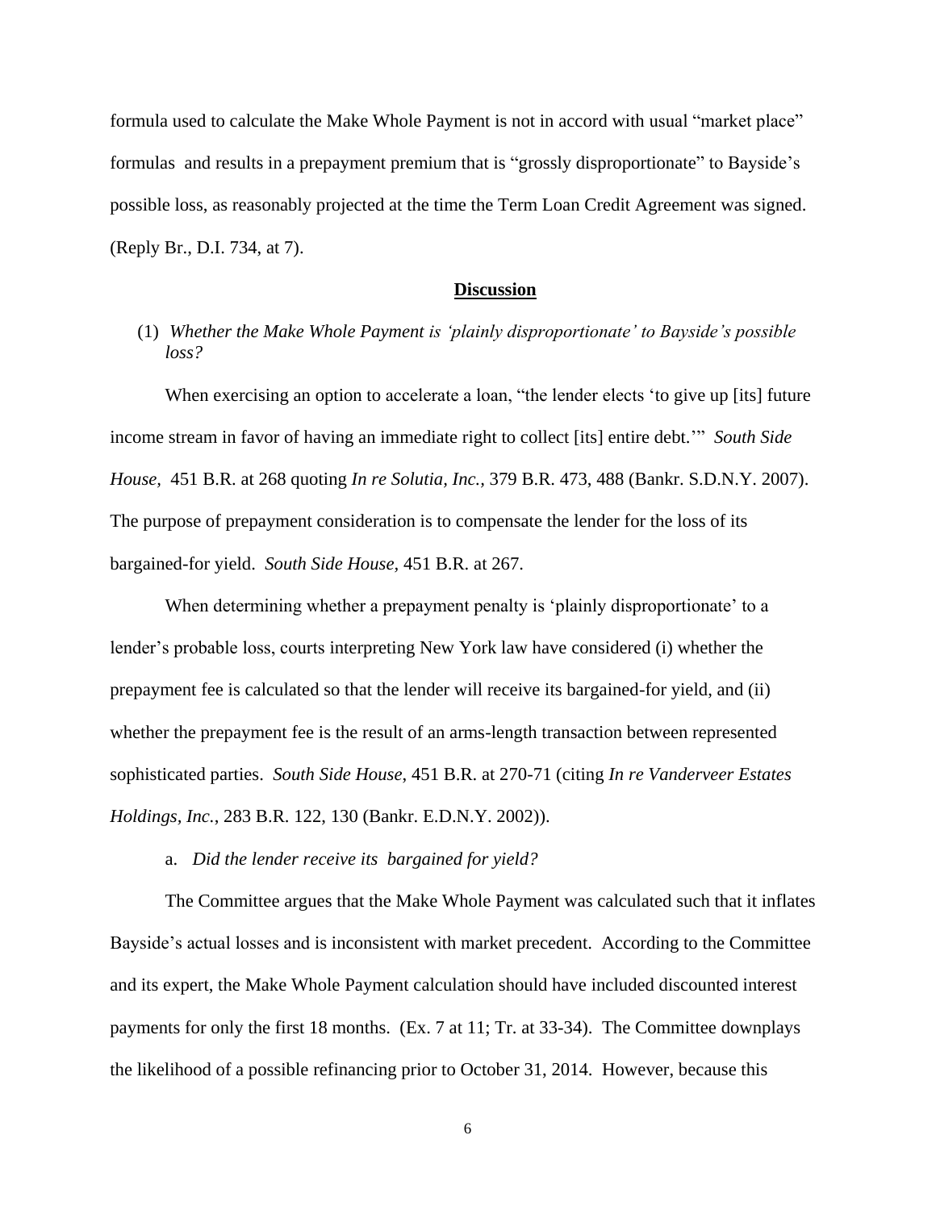formula used to calculate the Make Whole Payment is not in accord with usual "market place" formulas and results in a prepayment premium that is "grossly disproportionate" to Bayside's possible loss, as reasonably projected at the time the Term Loan Credit Agreement was signed. (Reply Br., D.I. 734, at 7).

## Discussion

(1) *Whether the Make Whole Payment is 'plainly disproportionate' to Bayside's possible loss?*

When exercising an option to accelerate a loan, "the lender elects 'to give up [its] future income stream in favor of having an immediate right to collect [its] entire debt.'" *South Side House*, 451 B.R. at 268 quoting *In re Solutia, Inc.*, 379 B.R. 473, 488 (Bankr. S.D.N.Y. 2007). The purpose of prepayment consideration is to compensate the lender for the loss of its bargained-for yield. *South Side House*, 451 B.R. at 267.

When determining whether a prepayment penalty is 'plainly disproportionate' to a lender's probable loss, courts interpreting New York law have considered (i) whether the prepayment fee is calculated so that the lender will receive its bargained-for yield, and (ii) whether the prepayment fee is the result of an arms-length transaction between represented sophisticated parties. *South Side House*, 451 B.R. at 270-71 (citing *In re Vanderveer Estates Holdings, Inc.*, 283 B.R. 122, 130 (Bankr. E.D.N.Y. 2002)).

a. *Did the lender receive its bargained for yield?*

The Committee argues that the Make Whole Payment was calculated such that it inflates Bayside's actual losses and is inconsistent with market precedent. According to the Committee and its expert, the Make Whole Payment calculation should have included discounted interest payments for only the first 18 months. (Ex. 7 at 11; Tr. at 33-34). The Committee downplays the likelihood of a possible refinancing prior to October 31, 2014. However, because this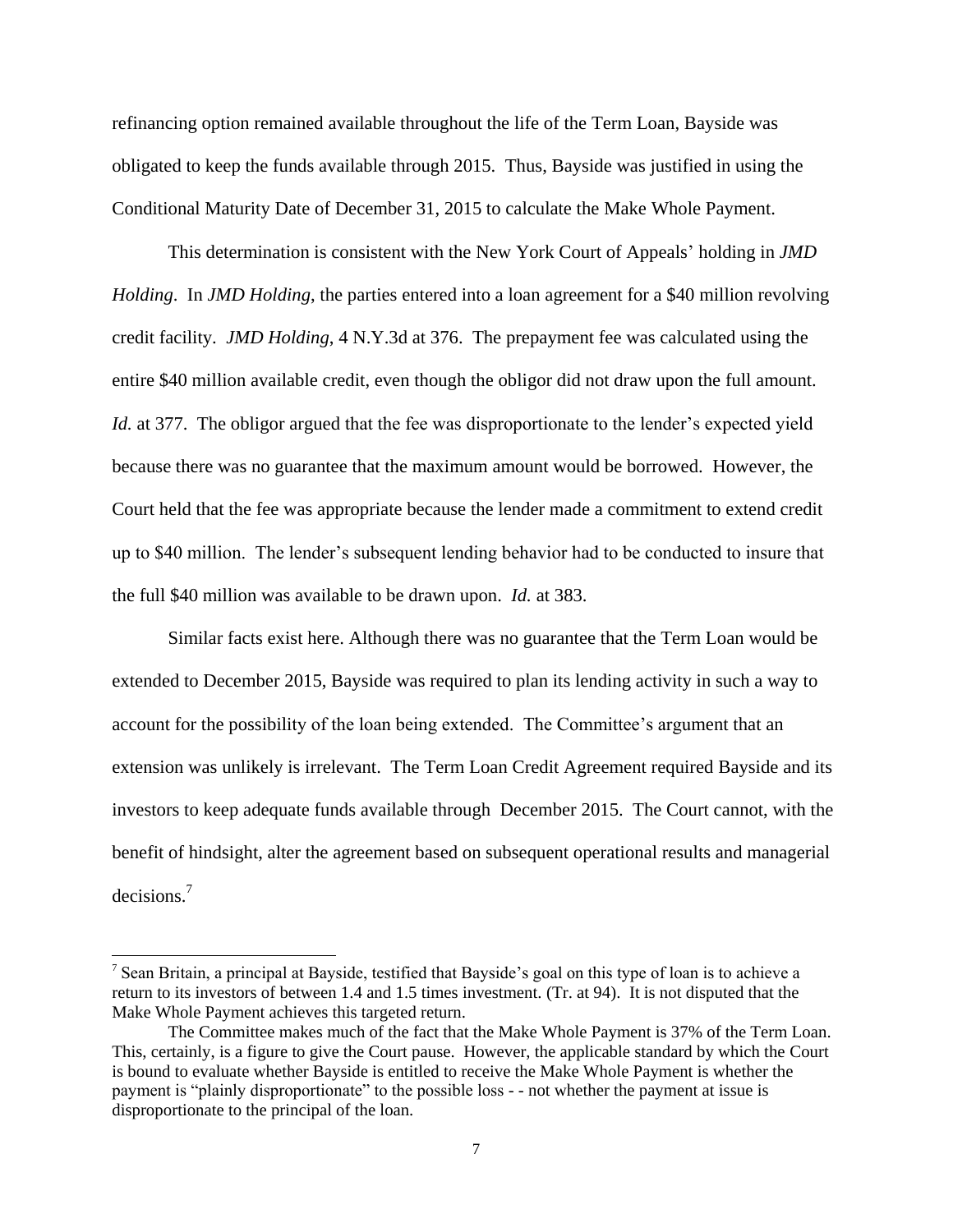refinancing option remained available throughout the life of the Term Loan, Bayside was obligated to keep the funds available through 2015. Thus, Bayside was justified in using the Conditional Maturity Date of December 31, 2015 to calculate the Make Whole Payment.

This determination is consistent with the New York Court of Appeals' holding in *JMD Holding*. In *JMD Holding*, the parties entered into a loan agreement for a $40 million revolving credit facility. *JMD Holding*, 4 N.Y.3d at 376. The prepayment fee was calculated using the entire $40 million available credit, even though the obligor did not draw upon the full amount. *Id.* at 377. The obligor argued that the fee was disproportionate to the lender's expected yield because there was no guarantee that the maximum amount would be borrowed. However, the Court held that the fee was appropriate because the lender made a commitment to extend credit up to $40 million. The lender's subsequent lending behavior had to be conducted to insure that the full $40 million was available to be drawn upon. *Id.* at 383.

Similar facts exist here. Although there was no guarantee that the Term Loan would be extended to December 2015, Bayside was required to plan its lending activity in such a way to account for the possibility of the loan being extended. The Committee's argument that an extension was unlikely is irrelevant. The Term Loan Credit Agreement required Bayside and its investors to keep adequate funds available through December 2015. The Court cannot, with the benefit of hindsight, alter the agreement based on subsequent operational results and managerial decisions.[7]

---

[7] Sean Britain, a principal at Bayside, testified that Bayside's goal on this type of loan is to achieve a return to its investors of between 1.4 and 1.5 times investment. (Tr. at 94). It is not disputed that the Make Whole Payment achieves this targeted return.

The Committee makes much of the fact that the Make Whole Payment is 37% of the Term Loan. This, certainly, is a figure to give the Court pause. However, the applicable standard by which the Court is bound to evaluate whether Bayside is entitled to receive the Make Whole Payment is whether the payment is "plainly disproportionate" to the possible loss - - not whether the payment at issue is disproportionate to the principal of the loan.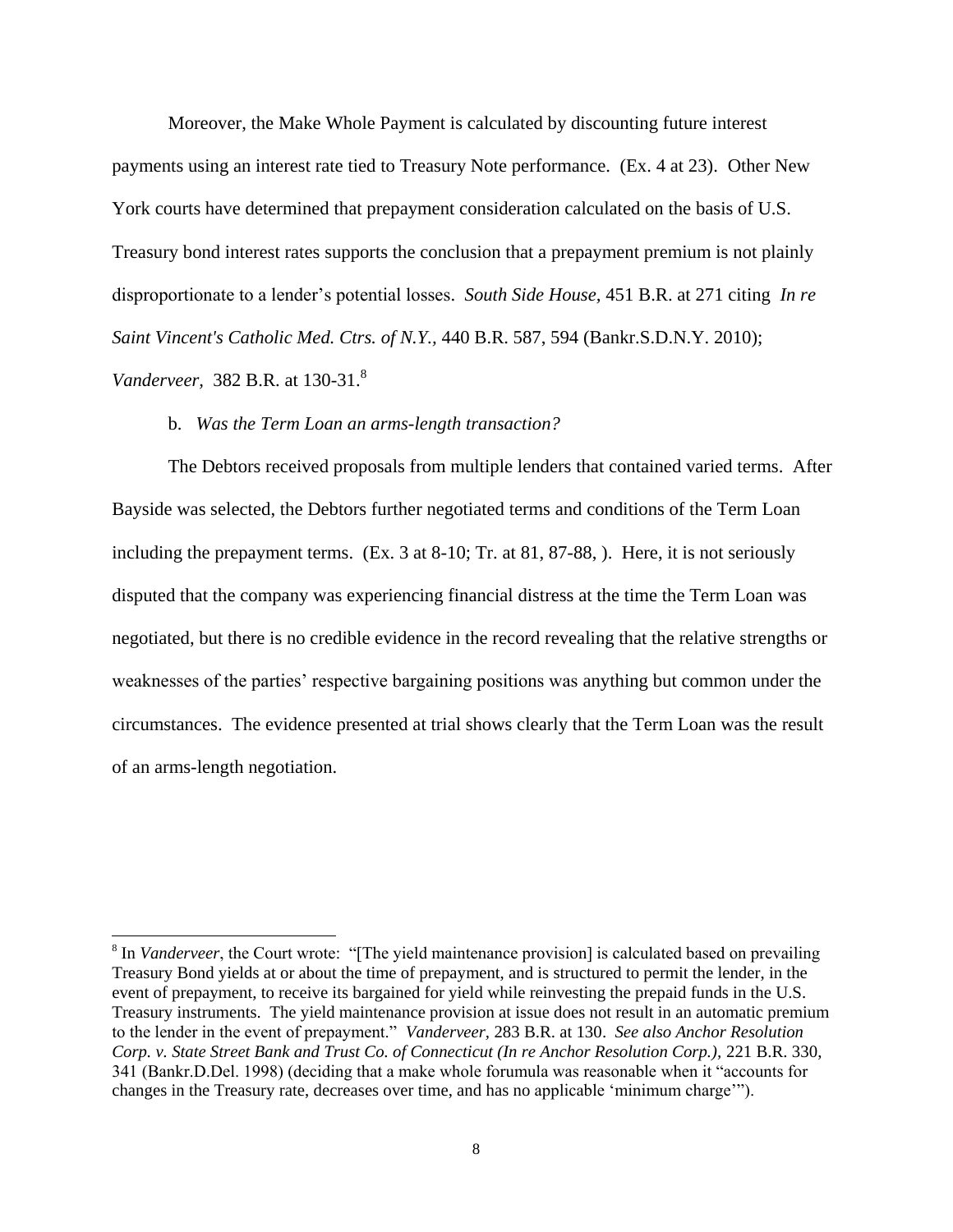Moreover, the Make Whole Payment is calculated by discounting future interest payments using an interest rate tied to Treasury Note performance. (Ex. 4 at 23). Other New York courts have determined that prepayment consideration calculated on the basis of U.S. Treasury bond interest rates supports the conclusion that a prepayment premium is not plainly disproportionate to a lender's potential losses. *South Side House,* 451 B.R. at 271 citing *In re Saint Vincent's Catholic Med. Ctrs. of N.Y.,* 440 B.R. 587, 594 (Bankr.S.D.N.Y. 2010); *Vanderveer,* 382 B.R. at 130-31.[8]

b. *Was the Term Loan an arms-length transaction?*

The Debtors received proposals from multiple lenders that contained varied terms. After Bayside was selected, the Debtors further negotiated terms and conditions of the Term Loan including the prepayment terms. (Ex. 3 at 8-10; Tr. at 81, 87-88, ). Here, it is not seriously disputed that the company was experiencing financial distress at the time the Term Loan was negotiated, but there is no credible evidence in the record revealing that the relative strengths or weaknesses of the parties' respective bargaining positions was anything but common under the circumstances. The evidence presented at trial shows clearly that the Term Loan was the result of an arms-length negotiation.

---

[8] In *Vanderveer*, the Court wrote: "[The yield maintenance provision] is calculated based on prevailing Treasury Bond yields at or about the time of prepayment, and is structured to permit the lender, in the event of prepayment, to receive its bargained for yield while reinvesting the prepaid funds in the U.S. Treasury instruments. The yield maintenance provision at issue does not result in an automatic premium to the lender in the event of prepayment." *Vanderveer,* 283 B.R. at 130. *See also Anchor Resolution Corp. v. State Street Bank and Trust Co. of Connecticut (In re Anchor Resolution Corp.),* 221 B.R. 330, 341 (Bankr.D.Del. 1998) (deciding that a make whole forumula was reasonable when it "accounts for changes in the Treasury rate, decreases over time, and has no applicable 'minimum charge'").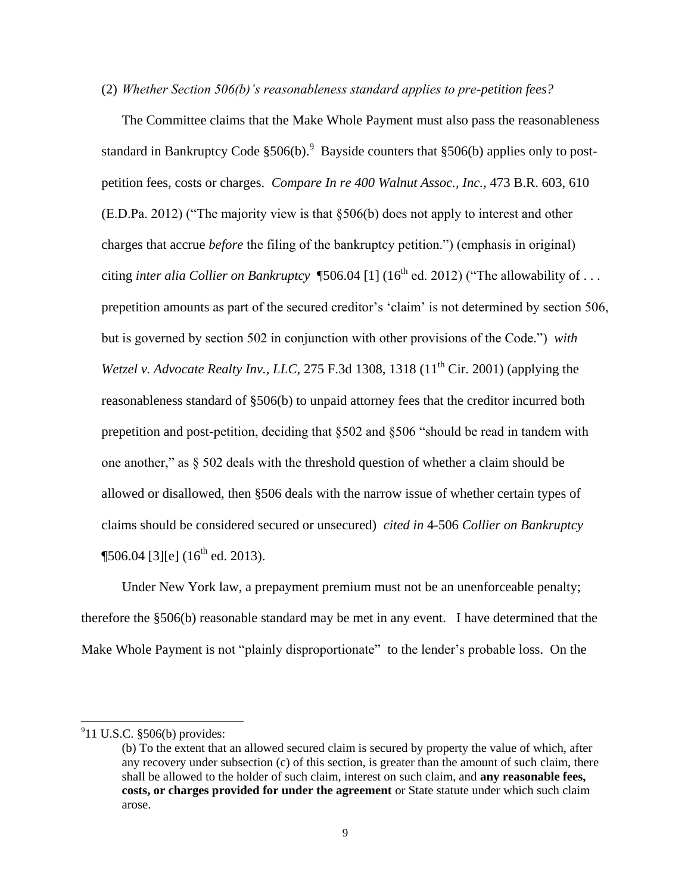(2) *Whether Section 506(b)'s reasonableness standard applies to pre-petition fees?*

The Committee claims that the Make Whole Payment must also pass the reasonableness standard in Bankruptcy Code §506(b).[9] Bayside counters that §506(b) applies only to post-petition fees, costs or charges. *Compare In re 400 Walnut Assoc., Inc.,* 473 B.R. 603, 610 (E.D.Pa. 2012) ("The majority view is that §506(b) does not apply to interest and other charges that accrue *before* the filing of the bankruptcy petition.") (emphasis in original) citing *inter alia Collier on Bankruptcy* ¶506.04 [1] (16th ed. 2012) ("The allowability of . . . prepetition amounts as part of the secured creditor's 'claim' is not determined by section 506, but is governed by section 502 in conjunction with other provisions of the Code.") *with Wetzel v. Advocate Realty Inv., LLC,* 275 F.3d 1308, 1318 (11th Cir. 2001) (applying the reasonableness standard of §506(b) to unpaid attorney fees that the creditor incurred both prepetition and post-petition, deciding that §502 and §506 "should be read in tandem with one another," as § 502 deals with the threshold question of whether a claim should be allowed or disallowed, then §506 deals with the narrow issue of whether certain types of claims should be considered secured or unsecured) *cited in* 4-506 *Collier on Bankruptcy* ¶506.04 [3][e] (16th ed. 2013).

Under New York law, a prepayment premium must not be an unenforceable penalty; therefore the §506(b) reasonable standard may be met in any event. I have determined that the Make Whole Payment is not "plainly disproportionate" to the lender's probable loss. On the

---

[9] 11 U.S.C. §506(b) provides:

> (b) To the extent that an allowed secured claim is secured by property the value of which, after any recovery under subsection (c) of this section, is greater than the amount of such claim, there shall be allowed to the holder of such claim, interest on such claim, and **any reasonable fees, costs, or charges provided for under the agreement** or State statute under which such claim arose.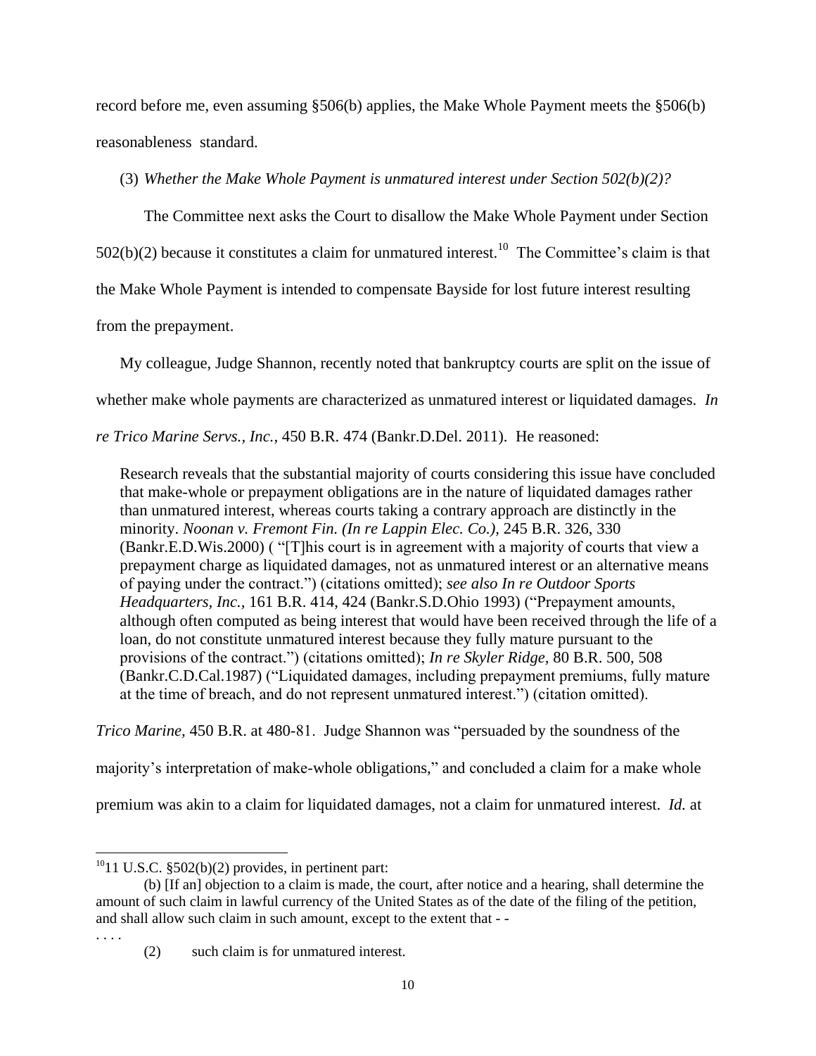record before me, even assuming §506(b) applies, the Make Whole Payment meets the §506(b) reasonableness standard.

(3) *Whether the Make Whole Payment is unmatured interest under Section 502(b)(2)?*

The Committee next asks the Court to disallow the Make Whole Payment under Section 502(b)(2) because it constitutes a claim for unmatured interest.[10] The Committee's claim is that the Make Whole Payment is intended to compensate Bayside for lost future interest resulting from the prepayment.

My colleague, Judge Shannon, recently noted that bankruptcy courts are split on the issue of whether make whole payments are characterized as unmatured interest or liquidated damages. *In re Trico Marine Servs., Inc.*, 450 B.R. 474 (Bankr.D.Del. 2011). He reasoned:

> Research reveals that the substantial majority of courts considering this issue have concluded that make-whole or prepayment obligations are in the nature of liquidated damages rather than unmatured interest, whereas courts taking a contrary approach are distinctly in the minority. *Noonan v. Fremont Fin. (In re Lappin Elec. Co.)*, 245 B.R. 326, 330 (Bankr.E.D.Wis.2000) ( "[T]his court is in agreement with a majority of courts that view a prepayment charge as liquidated damages, not as unmatured interest or an alternative means of paying under the contract.") (citations omitted); *see also In re Outdoor Sports Headquarters, Inc.*, 161 B.R. 414, 424 (Bankr.S.D.Ohio 1993) ("Prepayment amounts, although often computed as being interest that would have been received through the life of a loan, do not constitute unmatured interest because they fully mature pursuant to the provisions of the contract.") (citations omitted); *In re Skyler Ridge*, 80 B.R. 500, 508 (Bankr.C.D.Cal.1987) ("Liquidated damages, including prepayment premiums, fully mature at the time of breach, and do not represent unmatured interest.") (citation omitted).

*Trico Marine*, 450 B.R. at 480-81. Judge Shannon was "persuaded by the soundness of the majority's interpretation of make-whole obligations," and concluded a claim for a make whole premium was akin to a claim for liquidated damages, not a claim for unmatured interest. *Id.* at

---

[10] 11 U.S.C. §502(b)(2) provides, in pertinent part:

(b) [If an] objection to a claim is made, the court, after notice and a hearing, shall determine the amount of such claim in lawful currency of the United States as of the date of the filing of the petition, and shall allow such claim in such amount, except to the extent that - -

. . . .

(2) such claim is for unmatured interest.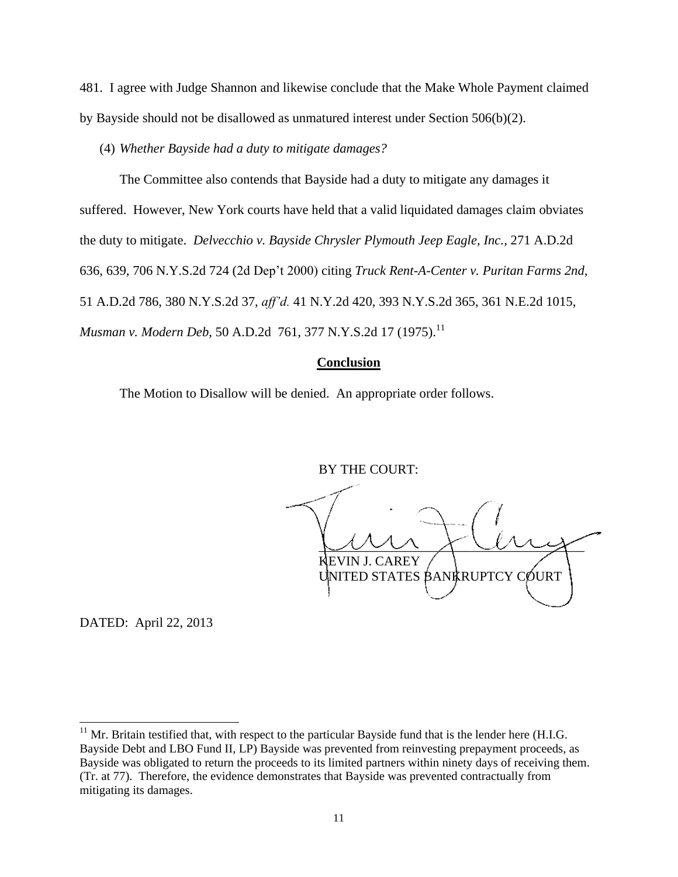481. I agree with Judge Shannon and likewise conclude that the Make Whole Payment claimed by Bayside should not be disallowed as unmatured interest under Section 506(b)(2).

(4) *Whether Bayside had a duty to mitigate damages?*

The Committee also contends that Bayside had a duty to mitigate any damages it suffered. However, New York courts have held that a valid liquidated damages claim obviates the duty to mitigate. *Delvecchio v. Bayside Chrysler Plymouth Jeep Eagle, Inc.*, 271 A.D.2d 636, 639, 706 N.Y.S.2d 724 (2d Dep't 2000) citing *Truck Rent-A-Center v. Puritan Farms 2nd*, 51 A.D.2d 786, 380 N.Y.S.2d 37, *aff'd.* 41 N.Y.2d 420, 393 N.Y.S.2d 365, 361 N.E.2d 1015, *Musman v. Modern Deb*, 50 A.D.2d 761, 377 N.Y.S.2d 17 (1975).[11]

**Conclusion**

The Motion to Disallow will be denied. An appropriate order follows.

BY THE COURT:

KEVIN J. CAREY
UNITED STATES BANKRUPTCY COURT

DATED: April 22, 2013

[11] Mr. Britain testified that, with respect to the particular Bayside fund that is the lender here (H.I.G. Bayside Debt and LBO Fund II, LP) Bayside was prevented from reinvesting prepayment proceeds, as Bayside was obligated to return the proceeds to its limited partners within ninety days of receiving them. (Tr. at 77). Therefore, the evidence demonstrates that Bayside was prevented contractually from mitigating its damages.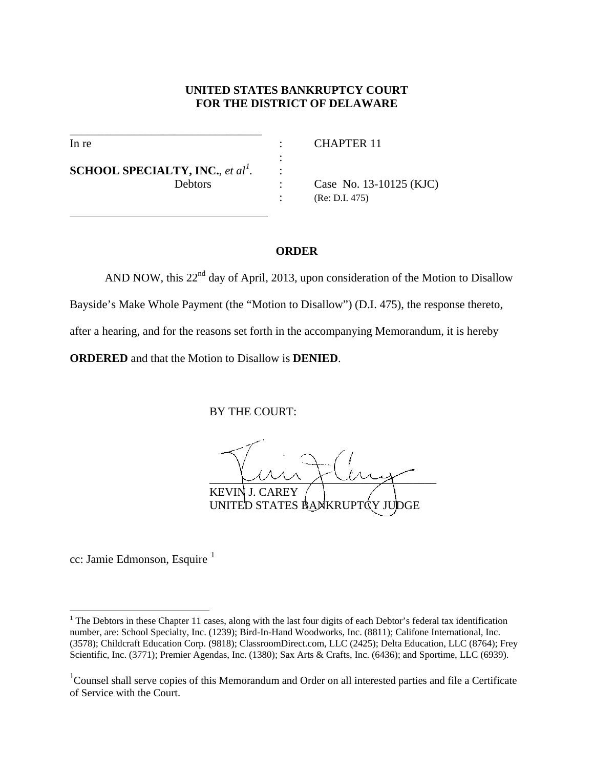**UNITED STATES BANKRUPTCY COURT**
**FOR THE DISTRICT OF DELAWARE**

| | | |
|---|---|---|
| In re | : | CHAPTER 11 |
| | : | |
| **SCHOOL SPECIALTY, INC.**, *et al*[1]. | : | |
| Debtors | : | Case No. 13-10125 (KJC) |
| | : | (Re: D.I. 475) |

**ORDER**

AND NOW, this 22nd day of April, 2013, upon consideration of the Motion to Disallow Bayside's Make Whole Payment (the "Motion to Disallow") (D.I. 475), the response thereto, after a hearing, and for the reasons set forth in the accompanying Memorandum, it is hereby **ORDERED** and that the Motion to Disallow is **DENIED**.

BY THE COURT:

KEVIN J. CAREY
UNITED STATES BANKRUPTCY JUDGE

cc: Jamie Edmonson, Esquire [1]

[1] The Debtors in these Chapter 11 cases, along with the last four digits of each Debtor's federal tax identification number, are: School Specialty, Inc. (1239); Bird-In-Hand Woodworks, Inc. (8811); Califone International, Inc. (3578); Childcraft Education Corp. (9818); ClassroomDirect.com, LLC (2425); Delta Education, LLC (8764); Frey Scientific, Inc. (3771); Premier Agendas, Inc. (1380); Sax Arts & Crafts, Inc. (6436); and Sportime, LLC (6939).

[1] Counsel shall serve copies of this Memorandum and Order on all interested parties and file a Certificate of Service with the Court.